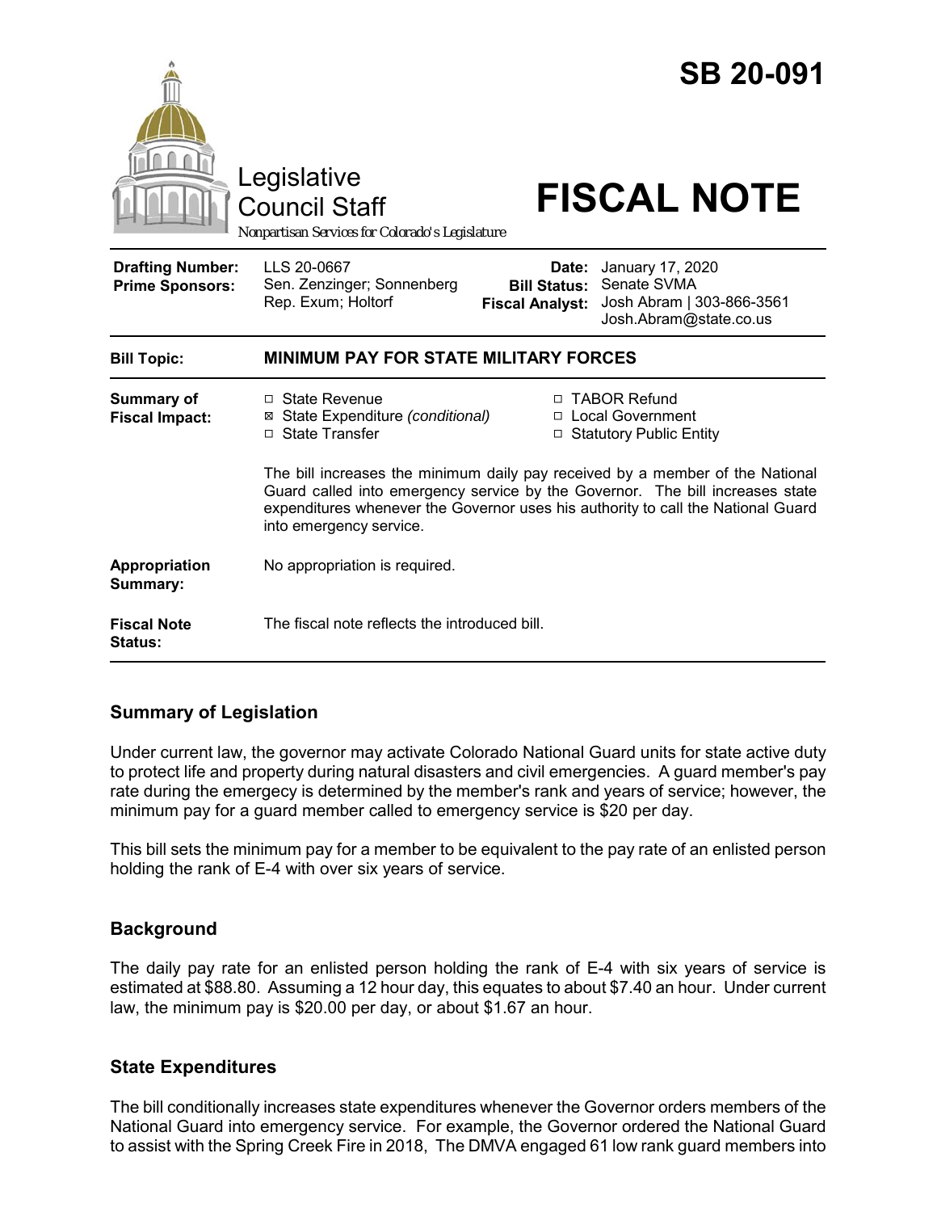# SB 20-091

Legislative Council Staff

*Nonpartisan Services for Colorado's Legislature*

# FISCAL NOTE

| | | | |
|---|---|---|---|
| **Drafting Number:** | LLS 20-0667 | **Date:** | January 17, 2020 |
| **Prime Sponsors:** | Sen. Zenzinger; Sonnenberg<br>Rep. Exum; Holtorf | **Bill Status:** | Senate SVMA |
| | | **Fiscal Analyst:** | Josh Abram \| 303-866-3561<br>Josh.Abram@state.co.us |

| | |
|---|---|
| **Bill Topic:** | **MINIMUM PAY FOR STATE MILITARY FORCES** |
| **Summary of Fiscal Impact:** | ☐ State Revenue<br>☒ State Expenditure *(conditional)*<br>☐ State Transfer<br>☐ TABOR Refund<br>☐ Local Government<br>☐ Statutory Public Entity<br><br>The bill increases the minimum daily pay received by a member of the National Guard called into emergency service by the Governor. The bill increases state expenditures whenever the Governor uses his authority to call the National Guard into emergency service. |
| **Appropriation Summary:** | No appropriation is required. |
| **Fiscal Note Status:** | The fiscal note reflects the introduced bill. |

## Summary of Legislation

Under current law, the governor may activate Colorado National Guard units for state active duty to protect life and property during natural disasters and civil emergencies. A guard member's pay rate during the emergecy is determined by the member's rank and years of service; however, the minimum pay for a guard member called to emergency service is $20 per day.

This bill sets the minimum pay for a member to be equivalent to the pay rate of an enlisted person holding the rank of E-4 with over six years of service.

## Background

The daily pay rate for an enlisted person holding the rank of E-4 with six years of service is estimated at $88.80. Assuming a 12 hour day, this equates to about $7.40 an hour. Under current law, the minimum pay is $20.00 per day, or about $1.67 an hour.

## State Expenditures

The bill conditionally increases state expenditures whenever the Governor orders members of the National Guard into emergency service. For example, the Governor ordered the National Guard to assist with the Spring Creek Fire in 2018, The DMVA engaged 61 low rank guard members into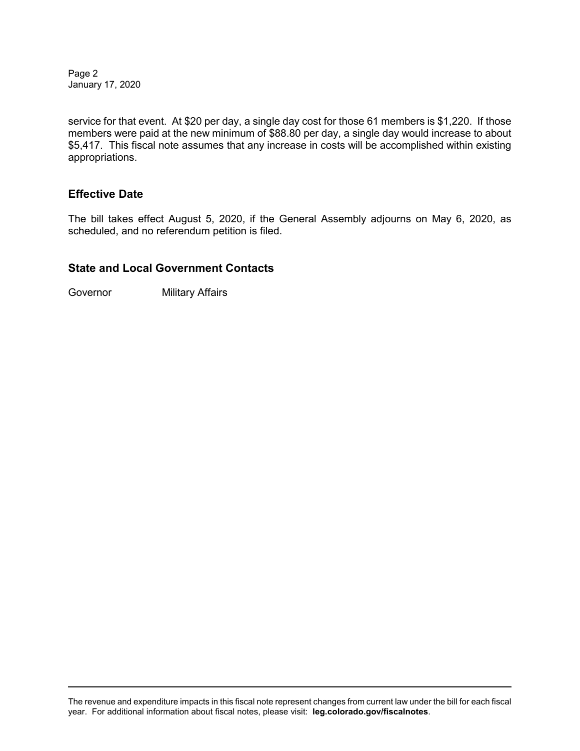service for that event. At $20 per day, a single day cost for those 61 members is $1,220. If those members were paid at the new minimum of $88.80 per day, a single day would increase to about $5,417. This fiscal note assumes that any increase in costs will be accomplished within existing appropriations.

## Effective Date

The bill takes effect August 5, 2020, if the General Assembly adjourns on May 6, 2020, as scheduled, and no referendum petition is filed.

## State and Local Government Contacts

Governor Military Affairs

The revenue and expenditure impacts in this fiscal note represent changes from current law under the bill for each fiscal year. For additional information about fiscal notes, please visit: **leg.colorado.gov/fiscalnotes**.